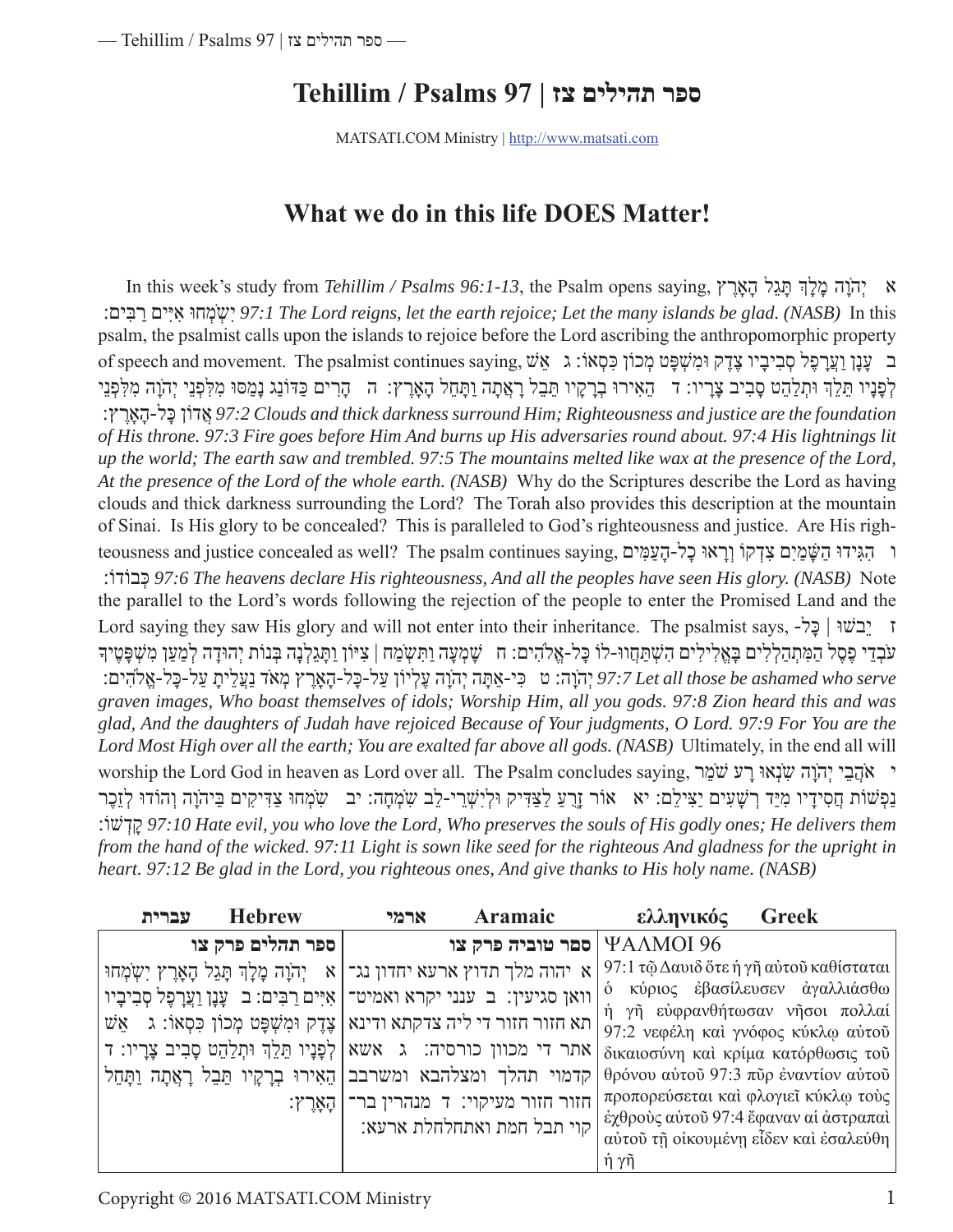# Tehillim / Psalms 97 | ספר תהילים צז

MATSATI.COM Ministry | http://www.matsati.com

## What we do in this life DOES Matter!

In this week's study from *Tehillim / Psalms 96:1-13*, the Psalm opens saying, א יְהֹוָה מָלָךְ תָּגֵל הָאָרֶץ יִשְׂמְחוּ אִיִּים רַבִּים: *97:1 The Lord reigns, let the earth rejoice; Let the many islands be glad. (NASB)* In this psalm, the psalmist calls upon the islands to rejoice before the Lord ascribing the anthropomorphic property of speech and movement. The psalmist continues saying, ב עָנָן וַעֲרָפֶל סְבִיבָיו צֶדֶק וּמִשְׁפָּט מְכוֹן כִּסְאוֹ: ג אֵשׁ לְפָנָיו תֵּלֵךְ וּתְלַהֵט סָבִיב צָרָיו: ד הֵאִירוּ בְרָקָיו תֵּבֵל רָאֲתָה וַתָּחֵל הָאָרֶץ: ה הָרִים כַּדּוֹנַג נָמַסּוּ מִלִּפְנֵי יְהֹוָה מִלִּפְנֵי אֲדוֹן כָּל-הָאָרֶץ: *97:2 Clouds and thick darkness surround Him; Righteousness and justice are the foundation of His throne. 97:3 Fire goes before Him And burns up His adversaries round about. 97:4 His lightnings lit up the world; The earth saw and trembled. 97:5 The mountains melted like wax at the presence of the Lord, At the presence of the Lord of the whole earth. (NASB)* Why do the Scriptures describe the Lord as having clouds and thick darkness surrounding the Lord? The Torah also provides this description at the mountain of Sinai. Is His glory to be concealed? This is paralleled to God's righteousness and justice. Are His righteousness and justice concealed as well? The psalm continues saying, ו הִגִּידוּ הַשָּׁמַיִם צִדְקוֹ וְרָאוּ כָל-הָעַמִּים כְּבוֹדוֹ: *97:6 The heavens declare His righteousness, And all the peoples have seen His glory. (NASB)* Note the parallel to the Lord's words following the rejection of the people to enter the Promised Land and the Lord saying they saw His glory and will not enter into their inheritance. The psalmist says, ז יֵבֹשׁוּ | כָּל-עֹבְדֵי פֶסֶל הַמִּתְהַלְלִים בָּאֱלִילִים הִשְׁתַּחֲווּ-לוֹ כָּל-אֱלֹהִים: ח שָׁמְעָה וַתִּשְׂמַח | צִיּוֹן וַתָּגֵלְנָה בְּנוֹת יְהוּדָה לְמַעַן מִשְׁפָּטֶיךָ יְהֹוָה: ט כִּי-אַתָּה יְהֹוָה עֶלְיוֹן עַל-כָּל-הָאָרֶץ מְאֹד נַעֲלֵיתָ עַל-כָּל-אֱלֹהִים: *97:7 Let all those be ashamed who serve graven images, Who boast themselves of idols; Worship Him, all you gods. 97:8 Zion heard this and was glad, And the daughters of Judah have rejoiced Because of Your judgments, O Lord. 97:9 For You are the Lord Most High over all the earth; You are exalted far above all gods. (NASB)* Ultimately, in the end all will worship the Lord God in heaven as Lord over all. The Psalm concludes saying, י אֹהֲבֵי יְהֹוָה שִׂנְאוּ רָע שֹׁמֵר נַפְשׁוֹת חֲסִידָיו מִיַּד רְשָׁעִים יַצִּילֵם: יא אוֹר זָרֻעַ לַצַּדִּיק וּלְיִשְׁרֵי-לֵב שִׂמְחָה: יב שִׂמְחוּ צַדִּיקִים בַּיהֹוָה וְהוֹדוּ לְזֵכֶר קָדְשׁוֹ: *97:10 Hate evil, you who love the Lord, Who preserves the souls of His godly ones; He delivers them from the hand of the wicked. 97:11 Light is sown like seed for the righteous And gladness for the upright in heart. 97:12 Be glad in the Lord, you righteous ones, And give thanks to His holy name. (NASB)*

| עברית Hebrew | ארמי Aramaic | ελληνικός Greek |
|---|---|---|
| ספר תהלים פרק צו<br>א יְהֹוָה מָלָךְ תָּגֵל הָאָרֶץ יִשְׂמְחוּ אִיִּים רַבִּים: ב עָנָן וַעֲרָפֶל סְבִיבָיו צֶדֶק וּמִשְׁפָּט מְכוֹן כִּסְאוֹ: ג אֵשׁ לְפָנָיו תֵּלֵךְ וּתְלַהֵט סָבִיב צָרָיו: ד הֵאִירוּ בְרָקָיו תֵּבֵל רָאֲתָה וַתָּחֵל הָאָרֶץ: | סםר טוביה פרק צו<br>א יהוה מלך תדוץ ארעא יחדון נגוואן סגיעין: ב ענני יקרא ואמיטתא חזור חזור די ליה צדקתא ודינא אתר די מכוון כורסיה: ג אשא קדמוי תהלך ומצלהבא ומשרבב חזור חזור מעיקוי: ד מנהרין ברקוי תבל חמת ואתחלחלת ארעא: | ΨΑΛΜΟΙ 96<br>97:1 τῷ Δαυιδ ὅτε ἡ γῆ αὐτοῦ καθίσταται ὁ κύριος ἐβασίλευσεν ἀγαλλιάσθω ἡ γῆ εὐφρανθήτωσαν νῆσοι πολλαί 97:2 νεφέλη καὶ γνόφος κύκλῳ αὐτοῦ δικαιοσύνη καὶ κρίμα κατόρθωσις τοῦ θρόνου αὐτοῦ 97:3 πῦρ ἐναντίον αὐτοῦ προπορεύσεται καὶ φλογιεῖ κύκλῳ τοὺς ἐχθροὺς αὐτοῦ 97:4 ἔφαναν αἱ ἀστραπαὶ αὐτοῦ τῇ οἰκουμένῃ εἶδεν καὶ ἐσαλεύθη ἡ γῆ |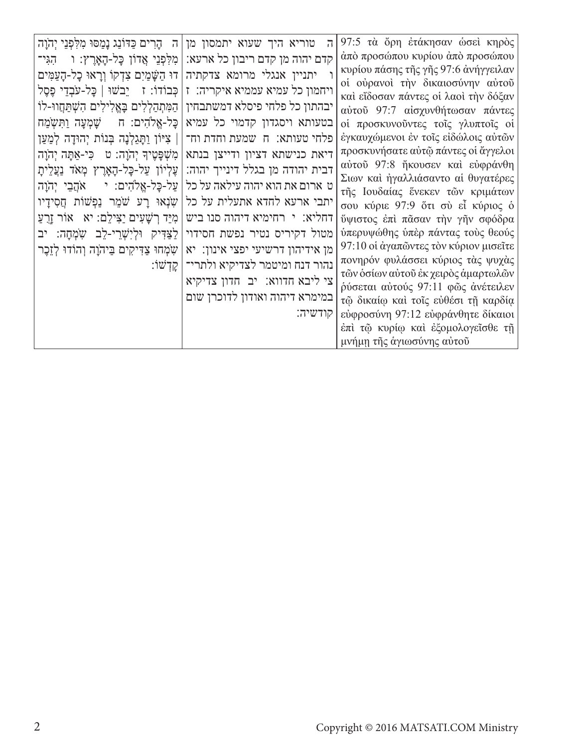| | | |
|---|---|---|
| ה הָרִים כַּדּוֹנַג נָמַסּוּ מִלִּפְנֵי יְהֹוָה מִלִּפְנֵי אֲדוֹן כָּל-הָאָרֶץ: ו הִגִּידוּ הַשָּׁמַיִם צִדְקוֹ וְרָאוּ כָל-הָעַמִּים כְּבוֹדוֹ: ז יֵבֹשׁוּ \| כָּל-עֹבְדֵי פֶסֶל הַמִּתְהַלְלִים בָּאֱלִילִים הִשְׁתַּחֲווּ-לוֹ כָּל-אֱלֹהִים: ח שָׁמְעָה וַתִּשְׂמַח \| צִיּוֹן וַתָּגֵלְנָה בְּנוֹת יְהוּדָה לְמַעַן מִשְׁפָּטֶיךָ יְהֹוָה: ט כִּי-אַתָּה יְהֹוָה עֶלְיוֹן עַל-כָּל-הָאָרֶץ מְאֹד נַעֲלֵיתָ עַל-כָּל-אֱלֹהִים: י אֹהֲבֵי יְהֹוָה שִׂנְאוּ רָע שֹׁמֵר נַפְשׁוֹת חֲסִידָיו מִיַּד רְשָׁעִים יַצִּילֵם: יא אוֹר זָרֻעַ לַצַּדִּיק וּלְיִשְׁרֵי-לֵב שִׂמְחָה: יב שִׂמְחוּ צַדִּיקִים בַּיהֹוָה וְהוֹדוּ לְזֵכֶר קָדְשׁוֹ: | ה טוריא היך שעוא יתמסון מן קדם יהוה מן קדם ריבון כל ארעא: ו יתניין אנגלי מרומא צדקתיה ויחמון כל עמיא עממיא איקריה: ז יבהתון כל פלחי פיסלא דמשתבחין בטעותא ויסגדון קדמוי כל עמיא פלחי טעותא: ח שמעת וחדת וחדיאת כנישתא דציון ודייצן בנתא דבית יהודה מן בגלל דינייך יהוה: ט ארום את הוא יהוה עילאה על כל יתבי ארעא לחדא אתעלית על כל דחליא: י רחימיא דיהוה סנו ביש מטול דקיריס נטיר נפשת חסידוי מן אידיהון דרשיעי יפצי אינון: יא נהור דנח ומיטמר לצדיקיא ולתריצי ליבא חדווא: יב חדון צדיקיא במימרא דיהוה ואודון לדוכרן שום קודשיה: | 97:5 τὰ ὄρη ἐτάκησαν ὡσεὶ κηρὸς ἀπὸ προσώπου κυρίου ἀπὸ προσώπου κυρίου πάσης τῆς γῆς 97:6 ἀνήγγειλαν οἱ οὐρανοὶ τὴν δικαιοσύνην αὐτοῦ καὶ εἴδοσαν πάντες οἱ λαοὶ τὴν δόξαν αὐτοῦ 97:7 αἰσχυνθήτωσαν πάντες οἱ προσκυνοῦντες τοῖς γλυπτοῖς οἱ ἐγκαυχώμενοι ἐν τοῖς εἰδώλοις αὐτῶν προσκυνήσατε αὐτῷ πάντες οἱ ἄγγελοι αὐτοῦ 97:8 ἤκουσεν καὶ εὐφράνθη Σιων καὶ ἠγαλλιάσαντο αἱ θυγατέρες τῆς Ιουδαίας ἕνεκεν τῶν κριμάτων σου κύριε 97:9 ὅτι σὺ εἶ κύριος ὁ ὕψιστος ἐπὶ πᾶσαν τὴν γῆν σφόδρα ὑπερυψώθης ὑπὲρ πάντας τοὺς θεούς 97:10 οἱ ἀγαπῶντες τὸν κύριον μισεῖτε πονηρόν φυλάσσει κύριος τὰς ψυχὰς τῶν ὁσίων αὐτοῦ ἐκ χειρὸς ἁμαρτωλῶν ῥύσεται αὐτούς 97:11 φῶς ἀνέτειλεν τῷ δικαίῳ καὶ τοῖς εὐθέσι τῇ καρδίᾳ εὐφροσύνη 97:12 εὐφράνθητε δίκαιοι ἐπὶ τῷ κυρίῳ καὶ ἐξομολογεῖσθε τῇ μνήμῃ τῆς ἁγιωσύνης αὐτοῦ |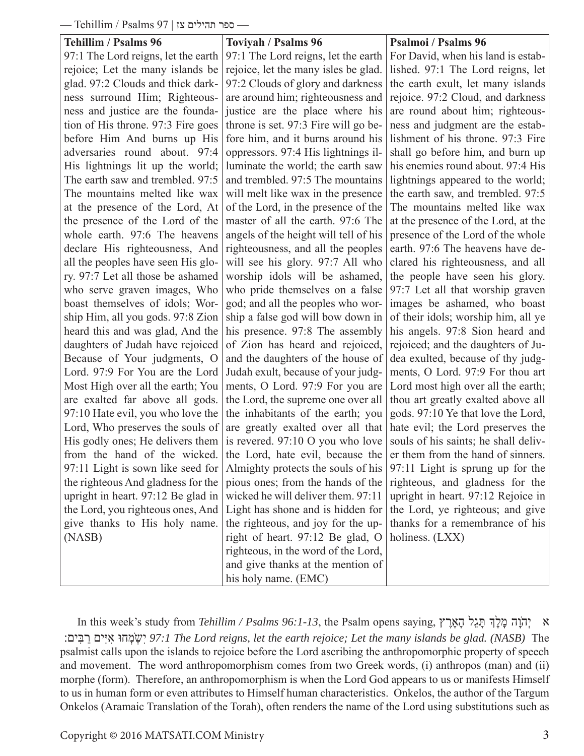| Tehillim / Psalms 96 | Toviyah / Psalms 96 | Psalmoi / Psalms 96 |
|---|---|---|
| 97:1 The Lord reigns, let the earth rejoice; Let the many islands be glad. 97:2 Clouds and thick darkness surround Him; Righteousness and justice are the foundation of His throne. 97:3 Fire goes before Him And burns up His adversaries round about. 97:4 His lightnings lit up the world; The earth saw and trembled. 97:5 The mountains melted like wax at the presence of the Lord, At the presence of the Lord of the whole earth. 97:6 The heavens declare His righteousness, And all the peoples have seen His glory. 97:7 Let all those be ashamed who serve graven images, Who boast themselves of idols; Worship Him, all you gods. 97:8 Zion heard this and was glad, And the daughters of Judah have rejoiced Because of Your judgments, O Lord. 97:9 For You are the Lord Most High over all the earth; You are exalted far above all gods. 97:10 Hate evil, you who love the Lord, Who preserves the souls of His godly ones; He delivers them from the hand of the wicked. 97:11 Light is sown like seed for the righteous And gladness for the upright in heart. 97:12 Be glad in the Lord, you righteous ones, And give thanks to His holy name. (NASB) | 97:1 The Lord reigns, let the earth rejoice, let the many isles be glad. 97:2 Clouds of glory and darkness are around him; righteousness and justice are the place where his throne is set. 97:3 Fire will go before him, and it burns around his oppressors. 97:4 His lightnings illuminate the world; the earth saw and trembled. 97:5 The mountains will melt like wax in the presence of the Lord, in the presence of the master of all the earth. 97:6 The angels of the height will tell of his righteousness, and all the peoples will see his glory. 97:7 All who worship idols will be ashamed, who pride themselves on a false god; and all the peoples who worship a false god will bow down in his presence. 97:8 The assembly of Zion has heard and rejoiced, and the daughters of the house of Judah exult, because of your judgments, O Lord. 97:9 For you are the Lord, the supreme one over all the inhabitants of the earth; you are greatly exalted over all that is revered. 97:10 O you who love the Lord, hate evil, because the Almighty protects the souls of his pious ones; from the hands of the wicked he will deliver them. 97:11 Light has shone and is hidden for the righteous, and joy for the upright of heart. 97:12 Be glad, O righteous, in the word of the Lord, and give thanks at the mention of his holy name. (EMC) | For David, when his land is established. 97:1 The Lord reigns, let the earth exult, let many islands rejoice. 97:2 Cloud, and darkness are round about him; righteousness and judgment are the establishment of his throne. 97:3 Fire shall go before him, and burn up his enemies round about. 97:4 His lightnings appeared to the world; the earth saw, and trembled. 97:5 The mountains melted like wax at the presence of the Lord, at the presence of the Lord of the whole earth. 97:6 The heavens have declared his righteousness, and all the people have seen his glory. 97:7 Let all that worship graven images be ashamed, who boast of their idols; worship him, all ye his angels. 97:8 Sion heard and rejoiced; and the daughters of Judea exulted, because of thy judgments, O Lord. 97:9 For thou art Lord most high over all the earth; thou art greatly exalted above all gods. 97:10 Ye that love the Lord, hate evil; the Lord preserves the souls of his saints; he shall deliver them from the hand of sinners. 97:11 Light is sprung up for the righteous, and gladness for the upright in heart. 97:12 Rejoice in the Lord, ye righteous; and give thanks for a remembrance of his holiness. (LXX) |

In this week's study from *Tehillim / Psalms 96:1-13*, the Psalm opens saying, א יְהֹוָה מָלָךְ תָּגֵל הָאָרֶץ יִשְׂמְחוּ אִיִּים רַבִּים: *97:1 The Lord reigns, let the earth rejoice; Let the many islands be glad. (NASB)* The psalmist calls upon the islands to rejoice before the Lord ascribing the anthropomorphic property of speech and movement. The word anthropomorphism comes from two Greek words, (i) anthropos (man) and (ii) morphe (form). Therefore, an anthropomorphism is when the Lord God appears to us or manifests Himself to us in human form or even attributes to Himself human characteristics. Onkelos, the author of the Targum Onkelos (Aramaic Translation of the Torah), often renders the name of the Lord using substitutions such as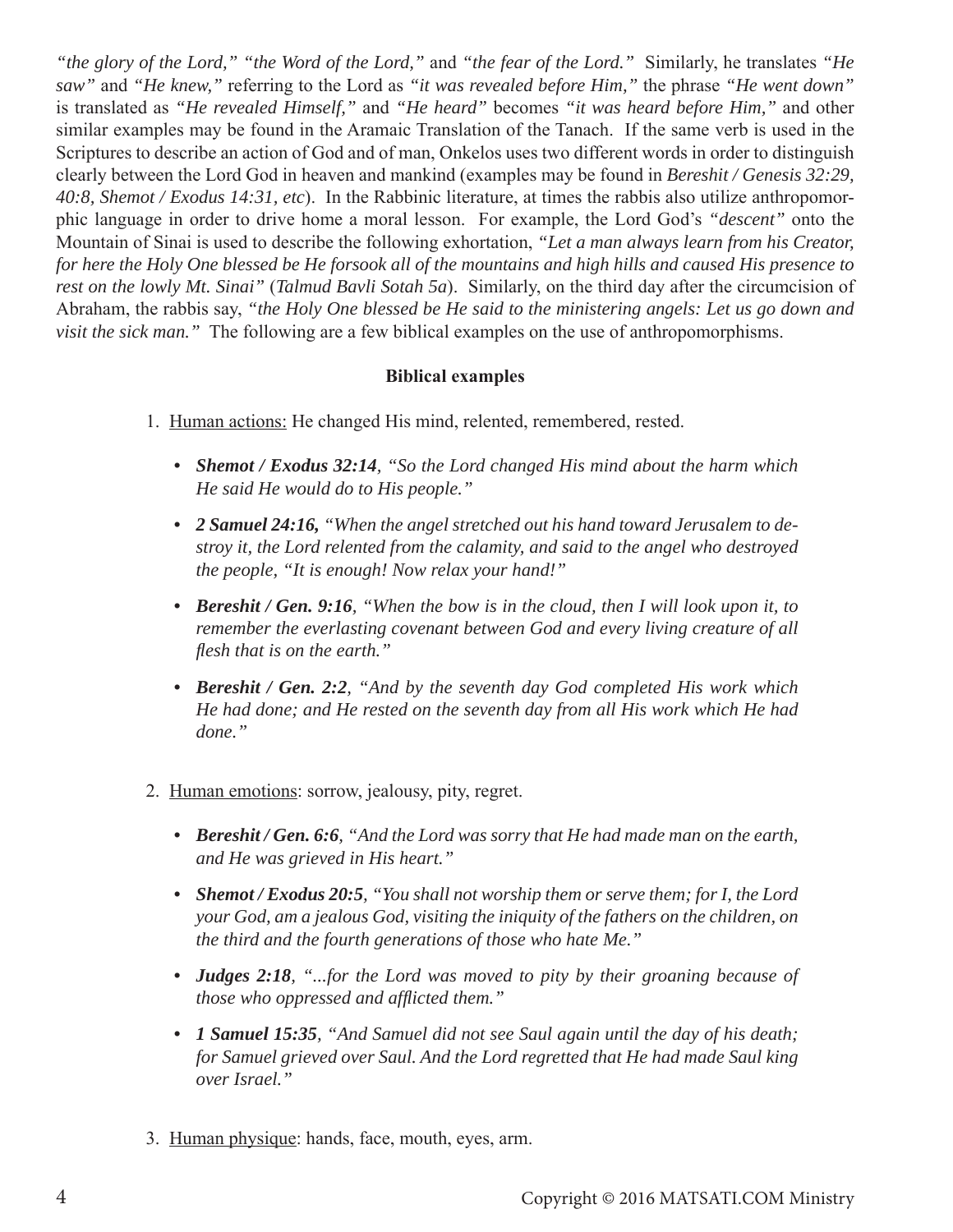*"the glory of the Lord," "the Word of the Lord,"* and *"the fear of the Lord."* Similarly, he translates *"He saw"* and *"He knew,"* referring to the Lord as *"it was revealed before Him,"* the phrase *"He went down"* is translated as *"He revealed Himself,"* and *"He heard"* becomes *"it was heard before Him,"* and other similar examples may be found in the Aramaic Translation of the Tanach. If the same verb is used in the Scriptures to describe an action of God and of man, Onkelos uses two different words in order to distinguish clearly between the Lord God in heaven and mankind (examples may be found in *Bereshit / Genesis 32:29, 40:8, Shemot / Exodus 14:31, etc*). In the Rabbinic literature, at times the rabbis also utilize anthropomorphic language in order to drive home a moral lesson. For example, the Lord God's *"descent"* onto the Mountain of Sinai is used to describe the following exhortation, *"Let a man always learn from his Creator, for here the Holy One blessed be He forsook all of the mountains and high hills and caused His presence to rest on the lowly Mt. Sinai"* (*Talmud Bavli Sotah 5a*). Similarly, on the third day after the circumcision of Abraham, the rabbis say, *"the Holy One blessed be He said to the ministering angels: Let us go down and visit the sick man."* The following are a few biblical examples on the use of anthropomorphisms.

**Biblical examples**

1. Human actions: He changed His mind, relented, remembered, rested.

   - ***Shemot / Exodus 32:14***, *"So the Lord changed His mind about the harm which He said He would do to His people."*
   - ***2 Samuel 24:16,*** *"When the angel stretched out his hand toward Jerusalem to destroy it, the Lord relented from the calamity, and said to the angel who destroyed the people, "It is enough! Now relax your hand!"*
   - ***Bereshit / Gen. 9:16***, *"When the bow is in the cloud, then I will look upon it, to remember the everlasting covenant between God and every living creature of all flesh that is on the earth."*
   - ***Bereshit / Gen. 2:2***, *"And by the seventh day God completed His work which He had done; and He rested on the seventh day from all His work which He had done."*

2. Human emotions: sorrow, jealousy, pity, regret.

   - ***Bereshit / Gen. 6:6***, *"And the Lord was sorry that He had made man on the earth, and He was grieved in His heart."*
   - ***Shemot / Exodus 20:5***, *"You shall not worship them or serve them; for I, the Lord your God, am a jealous God, visiting the iniquity of the fathers on the children, on the third and the fourth generations of those who hate Me."*
   - ***Judges 2:18***, *"...for the Lord was moved to pity by their groaning because of those who oppressed and afflicted them."*
   - ***1 Samuel 15:35***, *"And Samuel did not see Saul again until the day of his death; for Samuel grieved over Saul. And the Lord regretted that He had made Saul king over Israel."*

3. Human physique: hands, face, mouth, eyes, arm.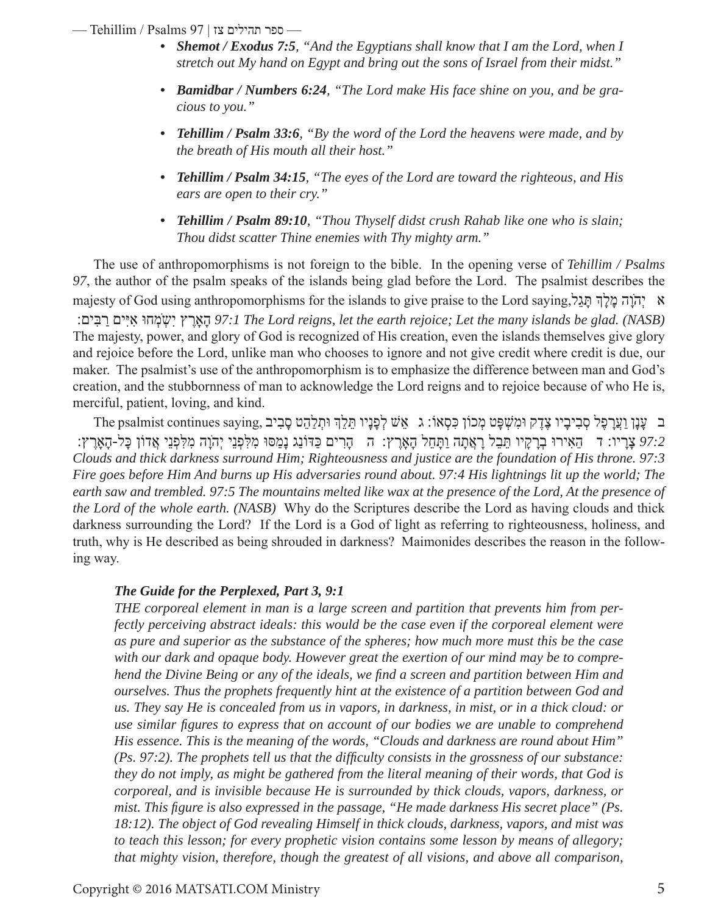- ***Shemot / Exodus 7:5****, "And the Egyptians shall know that I am the Lord, when I stretch out My hand on Egypt and bring out the sons of Israel from their midst."*
- ***Bamidbar / Numbers 6:24****, "The Lord make His face shine on you, and be gracious to you."*
- ***Tehillim / Psalm 33:6****, "By the word of the Lord the heavens were made, and by the breath of His mouth all their host."*
- ***Tehillim / Psalm 34:15****, "The eyes of the Lord are toward the righteous, and His ears are open to their cry."*
- ***Tehillim / Psalm 89:10****, "Thou Thyself didst crush Rahab like one who is slain; Thou didst scatter Thine enemies with Thy mighty arm."*

The use of anthropomorphisms is not foreign to the bible. In the opening verse of *Tehillim / Psalms 97*, the author of the psalm speaks of the islands being glad before the Lord. The psalmist describes the majesty of God using anthropomorphisms for the islands to give praise to the Lord saying, א יְהוָה מָלָךְ תָּגֵל הָאָרֶץ יִשְׂמְחוּ אִיִּים רַבִּים: *97:1 The Lord reigns, let the earth rejoice; Let the many islands be glad. (NASB)* The majesty, power, and glory of God is recognized of His creation, even the islands themselves give glory and rejoice before the Lord, unlike man who chooses to ignore and not give credit where credit is due, our maker. The psalmist's use of the anthropomorphism is to emphasize the difference between man and God's creation, and the stubbornness of man to acknowledge the Lord reigns and to rejoice because of who He is, merciful, patient, loving, and kind.

The psalmist continues saying, ב עָנָן וַעֲרָפֶל סְבִיבָיו צֶדֶק וּמִשְׁפָּט מְכוֹן כִּסְאוֹ: ג אֵשׁ לְפָנָיו תֵּלֵךְ וּתְלַהֵט סָבִיב צָרָיו: ד הֵאִירוּ בְרָקָיו תֵּבֵל רָאֲתָה וַתָּחֵל הָאָרֶץ: ה הָרִים כַּדּוֹנַג נָמַסּוּ מִלִּפְנֵי יְהוָה מִלִּפְנֵי אֲדוֹן כָּל-הָאָרֶץ: *97:2 Clouds and thick darkness surround Him; Righteousness and justice are the foundation of His throne. 97:3 Fire goes before Him And burns up His adversaries round about. 97:4 His lightnings lit up the world; The earth saw and trembled. 97:5 The mountains melted like wax at the presence of the Lord, At the presence of the Lord of the whole earth. (NASB)* Why do the Scriptures describe the Lord as having clouds and thick darkness surrounding the Lord? If the Lord is a God of light as referring to righteousness, holiness, and truth, why is He described as being shrouded in darkness? Maimonides describes the reason in the following way.

> ***The Guide for the Perplexed, Part 3, 9:1***
>
> *THE corporeal element in man is a large screen and partition that prevents him from perfectly perceiving abstract ideals: this would be the case even if the corporeal element were as pure and superior as the substance of the spheres; how much more must this be the case with our dark and opaque body. However great the exertion of our mind may be to comprehend the Divine Being or any of the ideals, we find a screen and partition between Him and ourselves. Thus the prophets frequently hint at the existence of a partition between God and us. They say He is concealed from us in vapors, in darkness, in mist, or in a thick cloud: or use similar figures to express that on account of our bodies we are unable to comprehend His essence. This is the meaning of the words, "Clouds and darkness are round about Him" (Ps. 97:2). The prophets tell us that the difficulty consists in the grossness of our substance: they do not imply, as might be gathered from the literal meaning of their words, that God is corporeal, and is invisible because He is surrounded by thick clouds, vapors, darkness, or mist. This figure is also expressed in the passage, "He made darkness His secret place" (Ps. 18:12). The object of God revealing Himself in thick clouds, darkness, vapors, and mist was to teach this lesson; for every prophetic vision contains some lesson by means of allegory; that mighty vision, therefore, though the greatest of all visions, and above all comparison,*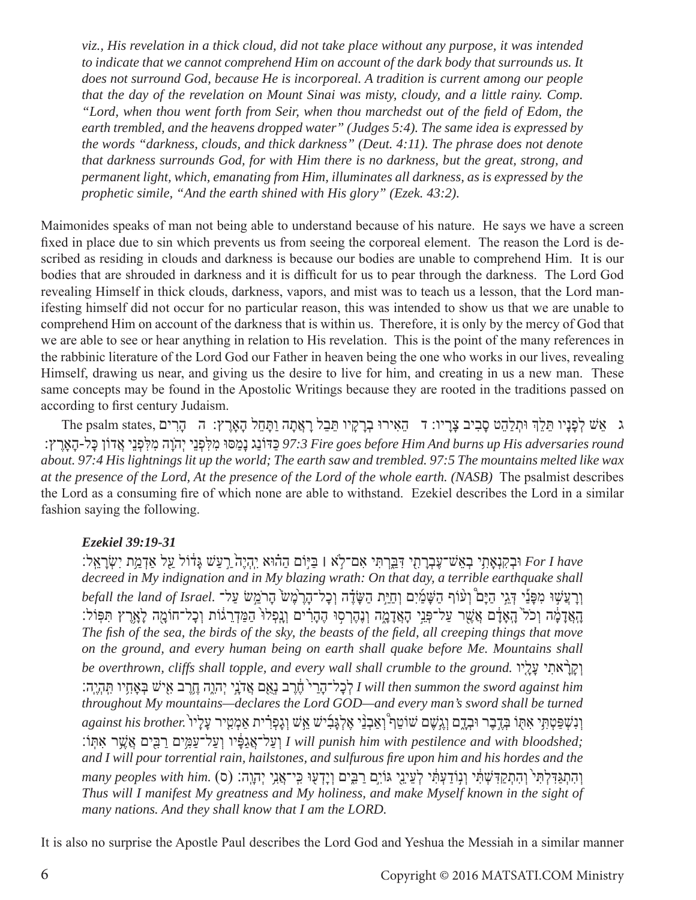*viz., His revelation in a thick cloud, did not take place without any purpose, it was intended to indicate that we cannot comprehend Him on account of the dark body that surrounds us. It does not surround God, because He is incorporeal. A tradition is current among our people that the day of the revelation on Mount Sinai was misty, cloudy, and a little rainy. Comp. "Lord, when thou went forth from Seir, when thou marchedst out of the field of Edom, the earth trembled, and the heavens dropped water" (Judges 5:4). The same idea is expressed by the words "darkness, clouds, and thick darkness" (Deut. 4:11). The phrase does not denote that darkness surrounds God, for with Him there is no darkness, but the great, strong, and permanent light, which, emanating from Him, illuminates all darkness, as is expressed by the prophetic simile, "And the earth shined with His glory" (Ezek. 43:2).*

Maimonides speaks of man not being able to understand because of his nature. He says we have a screen fixed in place due to sin which prevents us from seeing the corporeal element. The reason the Lord is described as residing in clouds and darkness is because our bodies are unable to comprehend Him. It is our bodies that are shrouded in darkness and it is difficult for us to pear through the darkness. The Lord God revealing Himself in thick clouds, darkness, vapors, and mist was to teach us a lesson, that the Lord manifesting himself did not occur for no particular reason, this was intended to show us that we are unable to comprehend Him on account of the darkness that is within us. Therefore, it is only by the mercy of God that we are able to see or hear anything in relation to His revelation. This is the point of the many references in the rabbinic literature of the Lord God our Father in heaven being the one who works in our lives, revealing Himself, drawing us near, and giving us the desire to live for him, and creating in us a new man. These same concepts may be found in the Apostolic Writings because they are rooted in the traditions passed on according to first century Judaism.

The psalm states, ג אֵשׁ לְפָנָיו תֵּלֵךְ וּתְלַהֵט סָבִיב צָרָיו: ד הֵאִירוּ בְרָקָיו תֵּבֵל רָאֲתָה וַתָּחֵל הָאָרֶץ: ה הָרִים כַּדּוֹנַג נָמַסּוּ מִלִּפְנֵי יְהֹוָה מִלִּפְנֵי אֲדוֹן כָּל-הָאָרֶץ: *97:3 Fire goes before Him And burns up His adversaries round about. 97:4 His lightnings lit up the world; The earth saw and trembled. 97:5 The mountains melted like wax at the presence of the Lord, At the presence of the Lord of the whole earth. (NASB)* The psalmist describes the Lord as a consuming fire of which none are able to withstand. Ezekiel describes the Lord in a similar fashion saying the following.

***Ezekiel 39:19-31***

*For I have* וּבְקִנְאָתִי בְאֵשׁ־עֶבְרָתִי דִּבַּרְתִּי אִם־לֹא | בַּיּוֹם הַהוּא יִהְיֶה רַעַשׁ גָּדוֹל עַל אַדְמַת יִשְׂרָאֵל: *decreed in My indignation and in My blazing wrath: On that day, a terrible earthquake shall befall the land of Israel.* וְרָעֲשׁוּ מִפָּנַי דְּגֵי הַיָּם וְעוֹף הַשָּׁמַיִם וְחַיַּת הַשָּׂדֶה וְכָל־הָרֶמֶשׂ הָרֹמֵשׂ עַל־הָאֲדָמָה וְכֹל הָאָדָם אֲשֶׁר עַל־פְּנֵי הָאֲדָמָה וְנֶהֶרְסוּ הֶהָרִים וְנָפְלוּ הַמַּדְרֵגוֹת וְכָל־חוֹמָה לָאָרֶץ תִּפּוֹל: *The fish of the sea, the birds of the sky, the beasts of the field, all creeping things that move on the ground, and every human being on earth shall quake before Me. Mountains shall be overthrown, cliffs shall topple, and every wall shall crumble to the ground.* וְקָרָאתִי עָלָיו לְכָל־הָרַי חֶרֶב נְאֻם אֲדֹנָי יְהוִה חֶרֶב אִישׁ בְּאָחִיו תִּהְיֶה: *I will then summon the sword against him throughout My mountains—declares the Lord GOD—and every man's sword shall be turned against his brother.* וְנִשְׁפַּטְתִּי אִתּוֹ בְּדֶבֶר וּבְדָם וְגֶשֶׁם שׁוֹטֵף וְאַבְנֵי אֶלְגָּבִישׁ אֵשׁ וְגָפְרִית אַמְטִיר עָלָיו וְעַל־אֲגַפָּיו וְעַל־עַמִּים רַבִּים אֲשֶׁר אִתּוֹ: *I will punish him with pestilence and with bloodshed; and I will pour torrential rain, hailstones, and sulfurous fire upon him and his hordes and the many peoples with him.* וְהִתְגַּדִּלְתִּי וְהִתְקַדִּשְׁתִּי וְנוֹדַעְתִּי לְעֵינֵי גּוֹיִם רַבִּים וְיָדְעוּ כִּי־אֲנִי יְהוָה: (ס) *Thus will I manifest My greatness and My holiness, and make Myself known in the sight of many nations. And they shall know that I am the LORD.*

It is also no surprise the Apostle Paul describes the Lord God and Yeshua the Messiah in a similar manner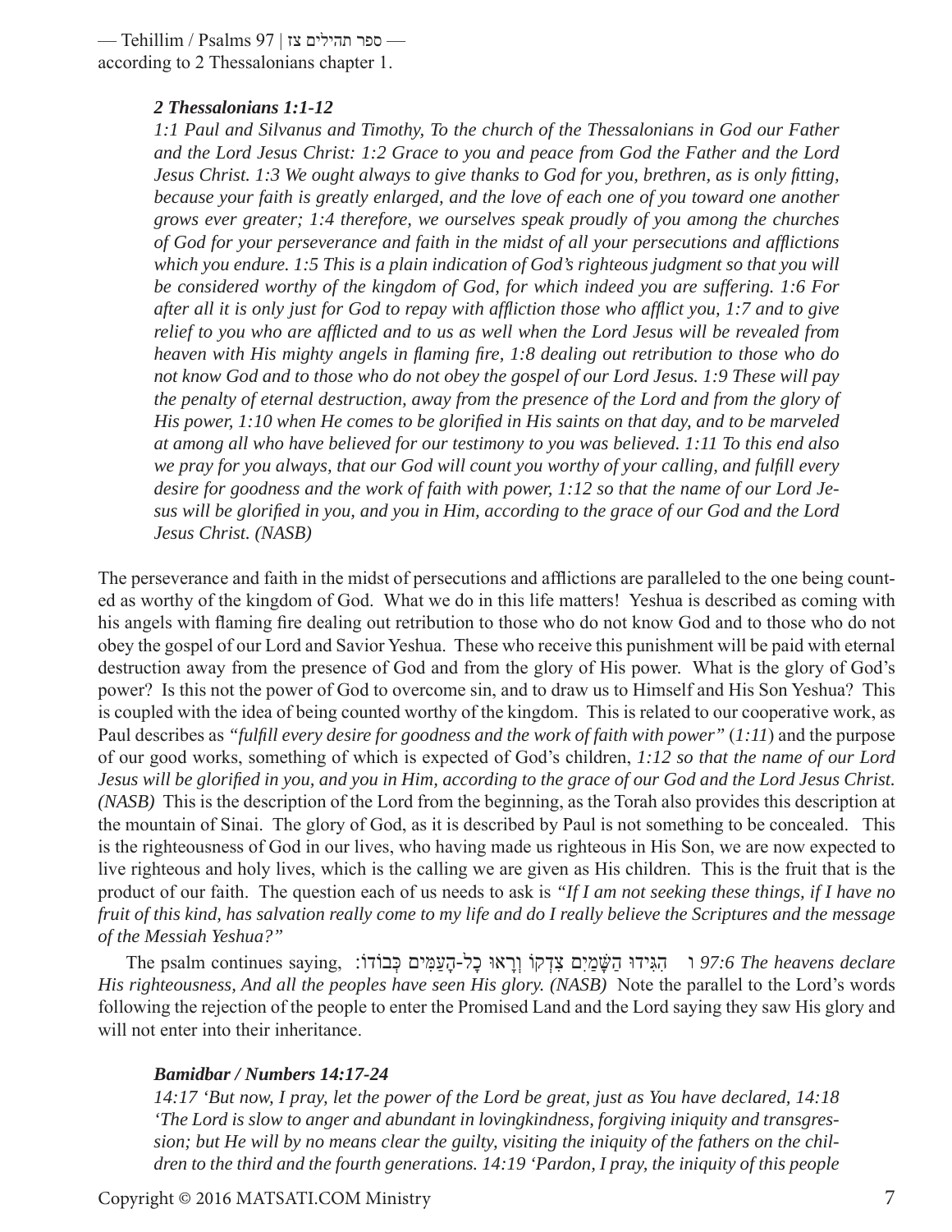according to 2 Thessalonians chapter 1.

***2 Thessalonians 1:1-12***

*1:1 Paul and Silvanus and Timothy, To the church of the Thessalonians in God our Father and the Lord Jesus Christ: 1:2 Grace to you and peace from God the Father and the Lord Jesus Christ. 1:3 We ought always to give thanks to God for you, brethren, as is only fitting, because your faith is greatly enlarged, and the love of each one of you toward one another grows ever greater; 1:4 therefore, we ourselves speak proudly of you among the churches of God for your perseverance and faith in the midst of all your persecutions and afflictions which you endure. 1:5 This is a plain indication of God's righteous judgment so that you will be considered worthy of the kingdom of God, for which indeed you are suffering. 1:6 For after all it is only just for God to repay with affliction those who afflict you, 1:7 and to give relief to you who are afflicted and to us as well when the Lord Jesus will be revealed from heaven with His mighty angels in flaming fire, 1:8 dealing out retribution to those who do not know God and to those who do not obey the gospel of our Lord Jesus. 1:9 These will pay the penalty of eternal destruction, away from the presence of the Lord and from the glory of His power, 1:10 when He comes to be glorified in His saints on that day, and to be marveled at among all who have believed for our testimony to you was believed. 1:11 To this end also we pray for you always, that our God will count you worthy of your calling, and fulfill every desire for goodness and the work of faith with power, 1:12 so that the name of our Lord Jesus will be glorified in you, and you in Him, according to the grace of our God and the Lord Jesus Christ. (NASB)*

The perseverance and faith in the midst of persecutions and afflictions are paralleled to the one being counted as worthy of the kingdom of God. What we do in this life matters! Yeshua is described as coming with his angels with flaming fire dealing out retribution to those who do not know God and to those who do not obey the gospel of our Lord and Savior Yeshua. These who receive this punishment will be paid with eternal destruction away from the presence of God and from the glory of His power. What is the glory of God's power? Is this not the power of God to overcome sin, and to draw us to Himself and His Son Yeshua? This is coupled with the idea of being counted worthy of the kingdom. This is related to our cooperative work, as Paul describes as *"fulfill every desire for goodness and the work of faith with power"* (*1:11*) and the purpose of our good works, something of which is expected of God's children, *1:12 so that the name of our Lord Jesus will be glorified in you, and you in Him, according to the grace of our God and the Lord Jesus Christ. (NASB)* This is the description of the Lord from the beginning, as the Torah also provides this description at the mountain of Sinai. The glory of God, as it is described by Paul is not something to be concealed. This is the righteousness of God in our lives, who having made us righteous in His Son, we are now expected to live righteous and holy lives, which is the calling we are given as His children. This is the fruit that is the product of our faith. The question each of us needs to ask is *"If I am not seeking these things, if I have no fruit of this kind, has salvation really come to my life and do I really believe the Scriptures and the message of the Messiah Yeshua?"*

The psalm continues saying, ו הִגִּידוּ הַשָּׁמַיִם צִדְקוֹ וְרָאוּ כָל-הָעַמִּים כְּבוֹדוֹ: *97:6 The heavens declare His righteousness, And all the peoples have seen His glory. (NASB)* Note the parallel to the Lord's words following the rejection of the people to enter the Promised Land and the Lord saying they saw His glory and will not enter into their inheritance.

***Bamidbar / Numbers 14:17-24***

*14:17 'But now, I pray, let the power of the Lord be great, just as You have declared, 14:18 'The Lord is slow to anger and abundant in lovingkindness, forgiving iniquity and transgression; but He will by no means clear the guilty, visiting the iniquity of the fathers on the children to the third and the fourth generations. 14:19 'Pardon, I pray, the iniquity of this people*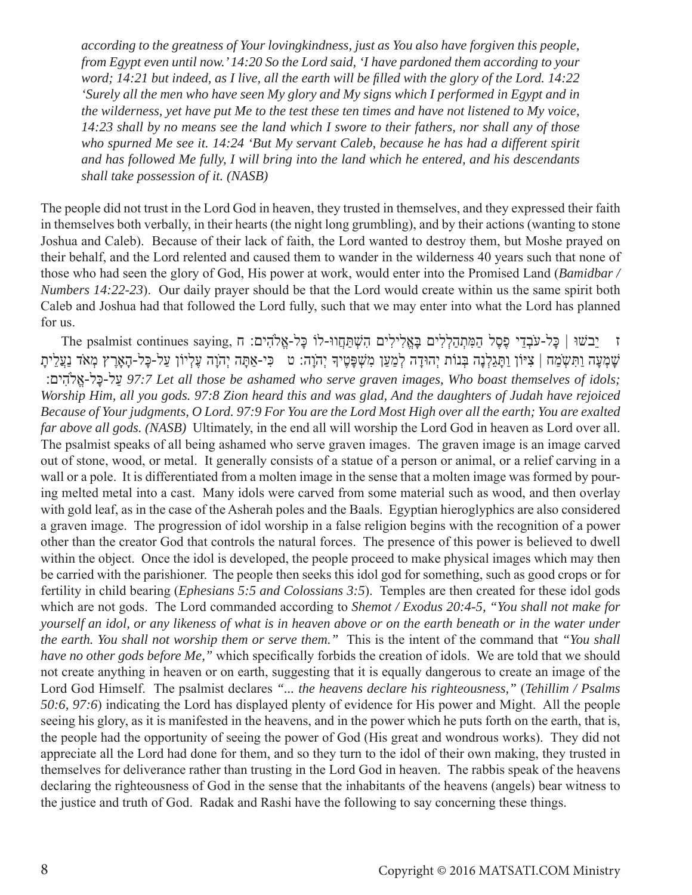*according to the greatness of Your lovingkindness, just as You also have forgiven this people, from Egypt even until now.' 14:20 So the Lord said, 'I have pardoned them according to your word; 14:21 but indeed, as I live, all the earth will be filled with the glory of the Lord. 14:22 'Surely all the men who have seen My glory and My signs which I performed in Egypt and in the wilderness, yet have put Me to the test these ten times and have not listened to My voice, 14:23 shall by no means see the land which I swore to their fathers, nor shall any of those who spurned Me see it. 14:24 'But My servant Caleb, because he has had a different spirit and has followed Me fully, I will bring into the land which he entered, and his descendants shall take possession of it. (NASB)*

The people did not trust in the Lord God in heaven, they trusted in themselves, and they expressed their faith in themselves both verbally, in their hearts (the night long grumbling), and by their actions (wanting to stone Joshua and Caleb). Because of their lack of faith, the Lord wanted to destroy them, but Moshe prayed on their behalf, and the Lord relented and caused them to wander in the wilderness 40 years such that none of those who had seen the glory of God, His power at work, would enter into the Promised Land (*Bamidbar / Numbers 14:22-23*). Our daily prayer should be that the Lord would create within us the same spirit both Caleb and Joshua had that followed the Lord fully, such that we may enter into what the Lord has planned for us.

The psalmist continues saying, ז יֵבֹשׁוּ | כָּל-עֹבְדֵי פֶסֶל הַמִּתְהַלְלִים בָּאֱלִילִים הִשְׁתַּחֲווּ-לוֹ כָּל-אֱלֹהִים: ח שָׁמְעָה וַתִּשְׂמַח | צִיּוֹן וַתָּגֵלְנָה בְּנוֹת יְהוּדָה לְמַעַן מִשְׁפָּטֶיךָ יְהֹוָה: ט כִּי-אַתָּה יְהֹוָה עֶלְיוֹן עַל-כָּל-הָאָרֶץ מְאֹד נַעֲלֵיתָ עַל-כָּל-אֱלֹהִים: *97:7 Let all those be ashamed who serve graven images, Who boast themselves of idols; Worship Him, all you gods. 97:8 Zion heard this and was glad, And the daughters of Judah have rejoiced Because of Your judgments, O Lord. 97:9 For You are the Lord Most High over all the earth; You are exalted far above all gods. (NASB)* Ultimately, in the end all will worship the Lord God in heaven as Lord over all. The psalmist speaks of all being ashamed who serve graven images. The graven image is an image carved out of stone, wood, or metal. It generally consists of a statue of a person or animal, or a relief carving in a wall or a pole. It is differentiated from a molten image in the sense that a molten image was formed by pouring melted metal into a cast. Many idols were carved from some material such as wood, and then overlay with gold leaf, as in the case of the Asherah poles and the Baals. Egyptian hieroglyphics are also considered a graven image. The progression of idol worship in a false religion begins with the recognition of a power other than the creator God that controls the natural forces. The presence of this power is believed to dwell within the object. Once the idol is developed, the people proceed to make physical images which may then be carried with the parishioner. The people then seeks this idol god for something, such as good crops or for fertility in child bearing (*Ephesians 5:5 and Colossians 3:5*). Temples are then created for these idol gods which are not gods. The Lord commanded according to *Shemot / Exodus 20:4-5, "You shall not make for yourself an idol, or any likeness of what is in heaven above or on the earth beneath or in the water under the earth. You shall not worship them or serve them."* This is the intent of the command that *"You shall have no other gods before Me,"* which specifically forbids the creation of idols. We are told that we should not create anything in heaven or on earth, suggesting that it is equally dangerous to create an image of the Lord God Himself. The psalmist declares *"... the heavens declare his righteousness,"* (*Tehillim / Psalms 50:6, 97:6*) indicating the Lord has displayed plenty of evidence for His power and Might. All the people seeing his glory, as it is manifested in the heavens, and in the power which he puts forth on the earth, that is, the people had the opportunity of seeing the power of God (His great and wondrous works). They did not appreciate all the Lord had done for them, and so they turn to the idol of their own making, they trusted in themselves for deliverance rather than trusting in the Lord God in heaven. The rabbis speak of the heavens declaring the righteousness of God in the sense that the inhabitants of the heavens (angels) bear witness to the justice and truth of God. Radak and Rashi have the following to say concerning these things.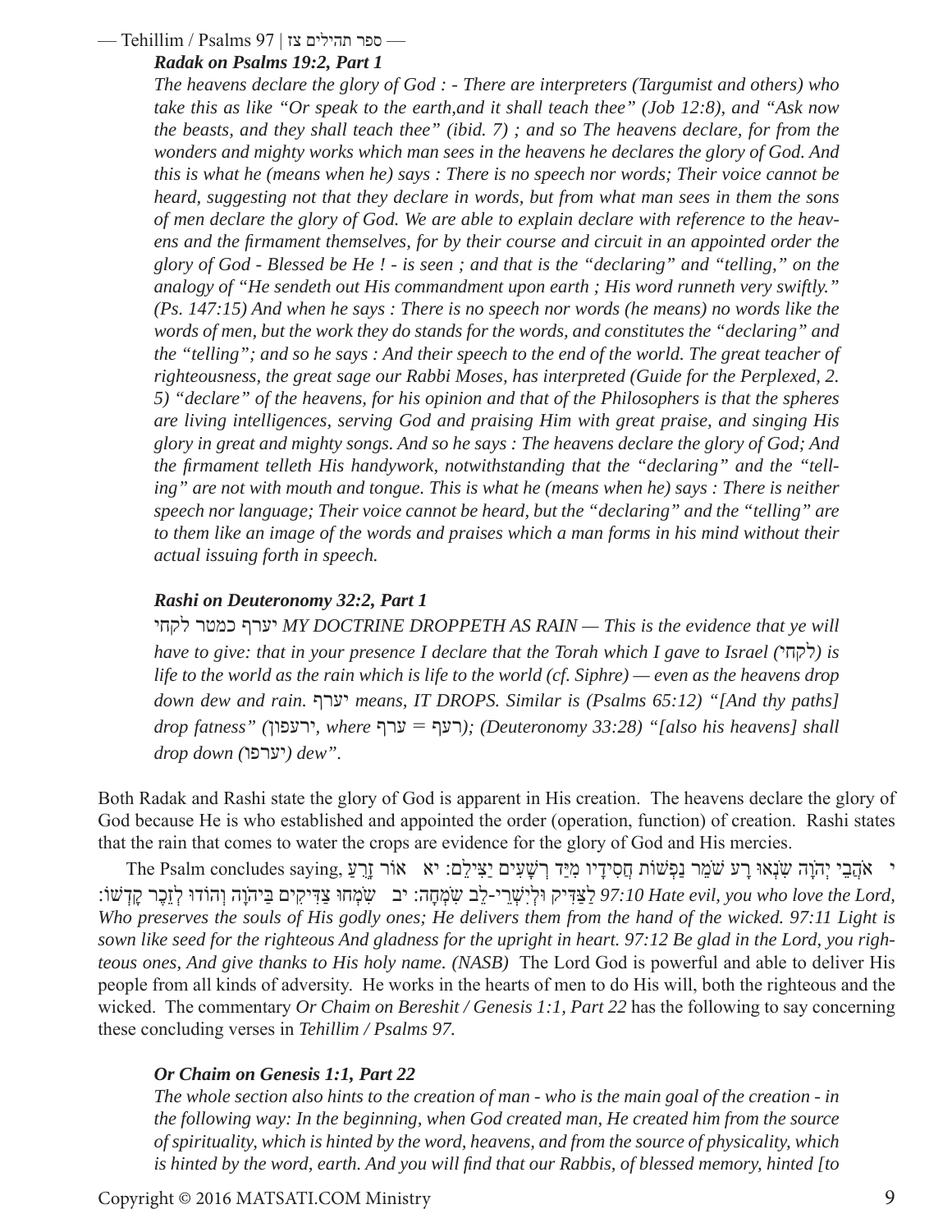***Radak on Psalms 19:2, Part 1***

*The heavens declare the glory of God : - There are interpreters (Targumist and others) who take this as like "Or speak to the earth,and it shall teach thee" (Job 12:8), and "Ask now the beasts, and they shall teach thee" (ibid. 7) ; and so The heavens declare, for from the wonders and mighty works which man sees in the heavens he declares the glory of God. And this is what he (means when he) says : There is no speech nor words; Their voice cannot be heard, suggesting not that they declare in words, but from what man sees in them the sons of men declare the glory of God. We are able to explain declare with reference to the heavens and the firmament themselves, for by their course and circuit in an appointed order the glory of God - Blessed be He ! - is seen ; and that is the "declaring" and "telling," on the analogy of "He sendeth out His commandment upon earth ; His word runneth very swiftly." (Ps. 147:15) And when he says : There is no speech nor words (he means) no words like the words of men, but the work they do stands for the words, and constitutes the "declaring" and the "telling"; and so he says : And their speech to the end of the world. The great teacher of righteousness, the great sage our Rabbi Moses, has interpreted (Guide for the Perplexed, 2. 5) "declare" of the heavens, for his opinion and that of the Philosophers is that the spheres are living intelligences, serving God and praising Him with great praise, and singing His glory in great and mighty songs. And so he says : The heavens declare the glory of God; And the firmament telleth His handywork, notwithstanding that the "declaring" and the "telling" are not with mouth and tongue. This is what he (means when he) says : There is neither speech nor language; Their voice cannot be heard, but the "declaring" and the "telling" are to them like an image of the words and praises which a man forms in his mind without their actual issuing forth in speech.*

***Rashi on Deuteronomy 32:2, Part 1***

*יערף כמטר לקחי MY DOCTRINE DROPPETH AS RAIN — This is the evidence that ye will have to give: that in your presence I declare that the Torah which I gave to Israel (לקחי) is life to the world as the rain which is life to the world (cf. Siphre) — even as the heavens drop down dew and rain. יערף means, IT DROPS. Similar is (Psalms 65:12) "[And thy paths] drop fatness" (ירעפון, where ערף = רעף); (Deuteronomy 33:28) "[also his heavens] shall drop down (יערפו) dew".*

Both Radak and Rashi state the glory of God is apparent in His creation. The heavens declare the glory of God because He is who established and appointed the order (operation, function) of creation. Rashi states that the rain that comes to water the crops are evidence for the glory of God and His mercies.

The Psalm concludes saying, י אֹהֲבֵי יְהֹוָה שִׂנְאוּ רָע שֹׁמֵר נַפְשׁוֹת חֲסִידָיו מִיַּד רְשָׁעִים יַצִּילֵם: יא אוֹר זָרֻעַ לַצַּדִּיק וּלְיִשְׁרֵי-לֵב שִׂמְחָה: יב שִׂמְחוּ צַדִּיקִים בַּיהֹוָה וְהוֹדוּ לְזֵכֶר קָדְשׁוֹ: *97:10 Hate evil, you who love the Lord, Who preserves the souls of His godly ones; He delivers them from the hand of the wicked. 97:11 Light is sown like seed for the righteous And gladness for the upright in heart. 97:12 Be glad in the Lord, you righteous ones, And give thanks to His holy name. (NASB)* The Lord God is powerful and able to deliver His people from all kinds of adversity. He works in the hearts of men to do His will, both the righteous and the wicked. The commentary *Or Chaim on Bereshit / Genesis 1:1, Part 22* has the following to say concerning these concluding verses in *Tehillim / Psalms 97.*

***Or Chaim on Genesis 1:1, Part 22***

*The whole section also hints to the creation of man - who is the main goal of the creation - in the following way: In the beginning, when God created man, He created him from the source of spirituality, which is hinted by the word, heavens, and from the source of physicality, which is hinted by the word, earth. And you will find that our Rabbis, of blessed memory, hinted [to*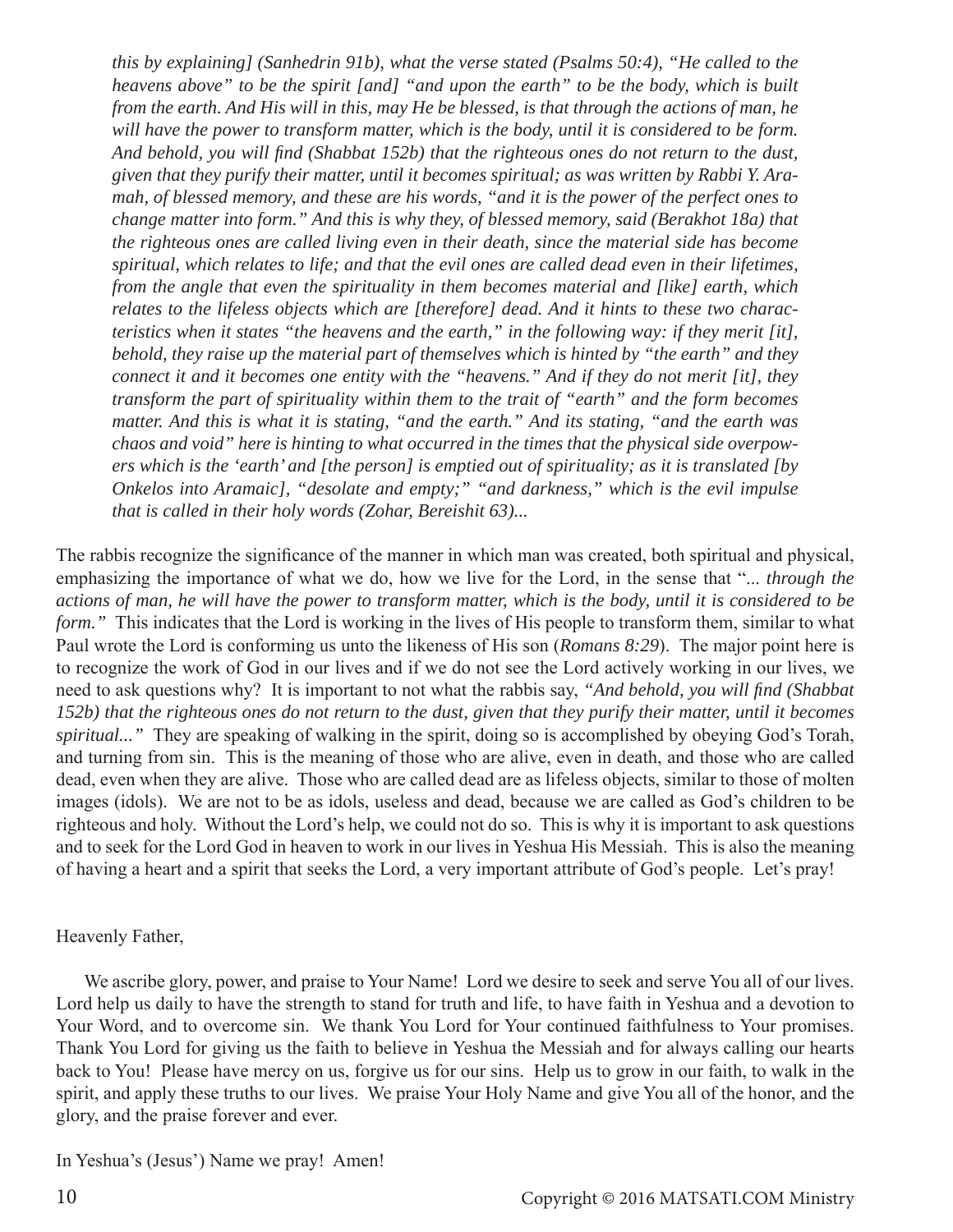*this by explaining] (Sanhedrin 91b), what the verse stated (Psalms 50:4), "He called to the heavens above" to be the spirit [and] "and upon the earth" to be the body, which is built from the earth. And His will in this, may He be blessed, is that through the actions of man, he will have the power to transform matter, which is the body, until it is considered to be form. And behold, you will find (Shabbat 152b) that the righteous ones do not return to the dust, given that they purify their matter, until it becomes spiritual; as was written by Rabbi Y. Aramah, of blessed memory, and these are his words, "and it is the power of the perfect ones to change matter into form." And this is why they, of blessed memory, said (Berakhot 18a) that the righteous ones are called living even in their death, since the material side has become spiritual, which relates to life; and that the evil ones are called dead even in their lifetimes, from the angle that even the spirituality in them becomes material and [like] earth, which relates to the lifeless objects which are [therefore] dead. And it hints to these two characteristics when it states "the heavens and the earth," in the following way: if they merit [it], behold, they raise up the material part of themselves which is hinted by "the earth" and they connect it and it becomes one entity with the "heavens." And if they do not merit [it], they transform the part of spirituality within them to the trait of "earth" and the form becomes matter. And this is what it is stating, "and the earth." And its stating, "and the earth was chaos and void" here is hinting to what occurred in the times that the physical side overpowers which is the 'earth' and [the person] is emptied out of spirituality; as it is translated [by Onkelos into Aramaic], "desolate and empty;" "and darkness," which is the evil impulse that is called in their holy words (Zohar, Bereishit 63)...*

The rabbis recognize the significance of the manner in which man was created, both spiritual and physical, emphasizing the importance of what we do, how we live for the Lord, in the sense that "*... through the actions of man, he will have the power to transform matter, which is the body, until it is considered to be form."* This indicates that the Lord is working in the lives of His people to transform them, similar to what Paul wrote the Lord is conforming us unto the likeness of His son (*Romans 8:29*). The major point here is to recognize the work of God in our lives and if we do not see the Lord actively working in our lives, we need to ask questions why? It is important to not what the rabbis say, *"And behold, you will find (Shabbat 152b) that the righteous ones do not return to the dust, given that they purify their matter, until it becomes spiritual..."* They are speaking of walking in the spirit, doing so is accomplished by obeying God's Torah, and turning from sin. This is the meaning of those who are alive, even in death, and those who are called dead, even when they are alive. Those who are called dead are as lifeless objects, similar to those of molten images (idols). We are not to be as idols, useless and dead, because we are called as God's children to be righteous and holy. Without the Lord's help, we could not do so. This is why it is important to ask questions and to seek for the Lord God in heaven to work in our lives in Yeshua His Messiah. This is also the meaning of having a heart and a spirit that seeks the Lord, a very important attribute of God's people. Let's pray!

Heavenly Father,

We ascribe glory, power, and praise to Your Name! Lord we desire to seek and serve You all of our lives. Lord help us daily to have the strength to stand for truth and life, to have faith in Yeshua and a devotion to Your Word, and to overcome sin. We thank You Lord for Your continued faithfulness to Your promises. Thank You Lord for giving us the faith to believe in Yeshua the Messiah and for always calling our hearts back to You! Please have mercy on us, forgive us for our sins. Help us to grow in our faith, to walk in the spirit, and apply these truths to our lives. We praise Your Holy Name and give You all of the honor, and the glory, and the praise forever and ever.

In Yeshua's (Jesus') Name we pray! Amen!

Copyright © 2016 MATSATI.COM Ministry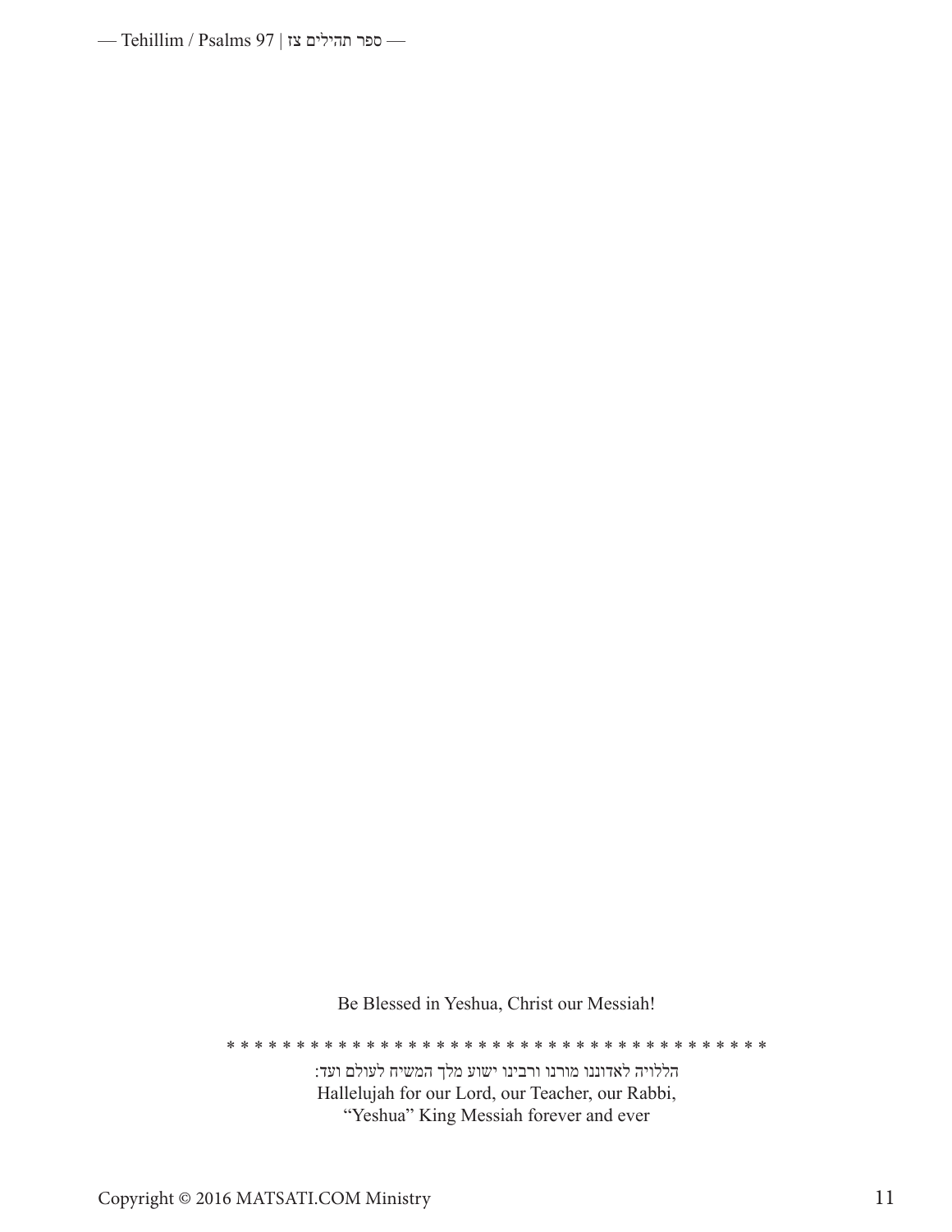Be Blessed in Yeshua, Christ our Messiah!

* * * * * * * * * * * * * * * * * * * * * * * * * * * * * * * * * * * * * * *

הללויה לאדוננו מורנו ורבינו ישוע מלך המשיח לעולם ועד:

Hallelujah for our Lord, our Teacher, our Rabbi,
"Yeshua" King Messiah forever and ever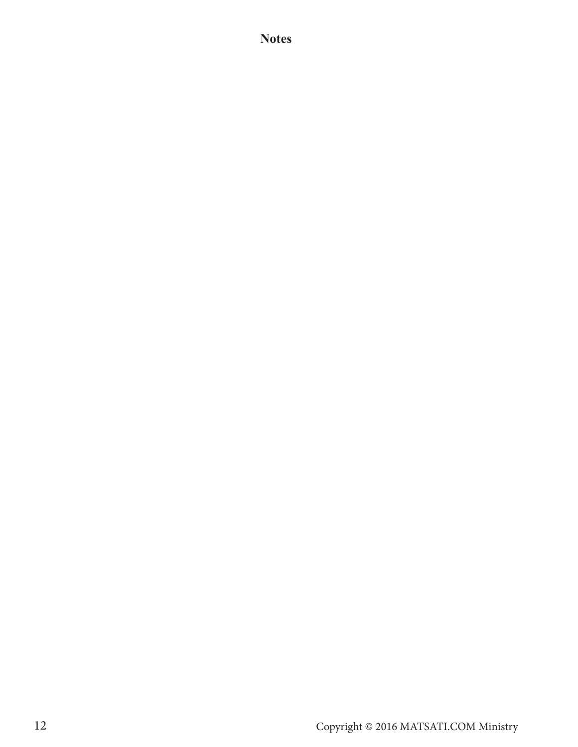# Notes